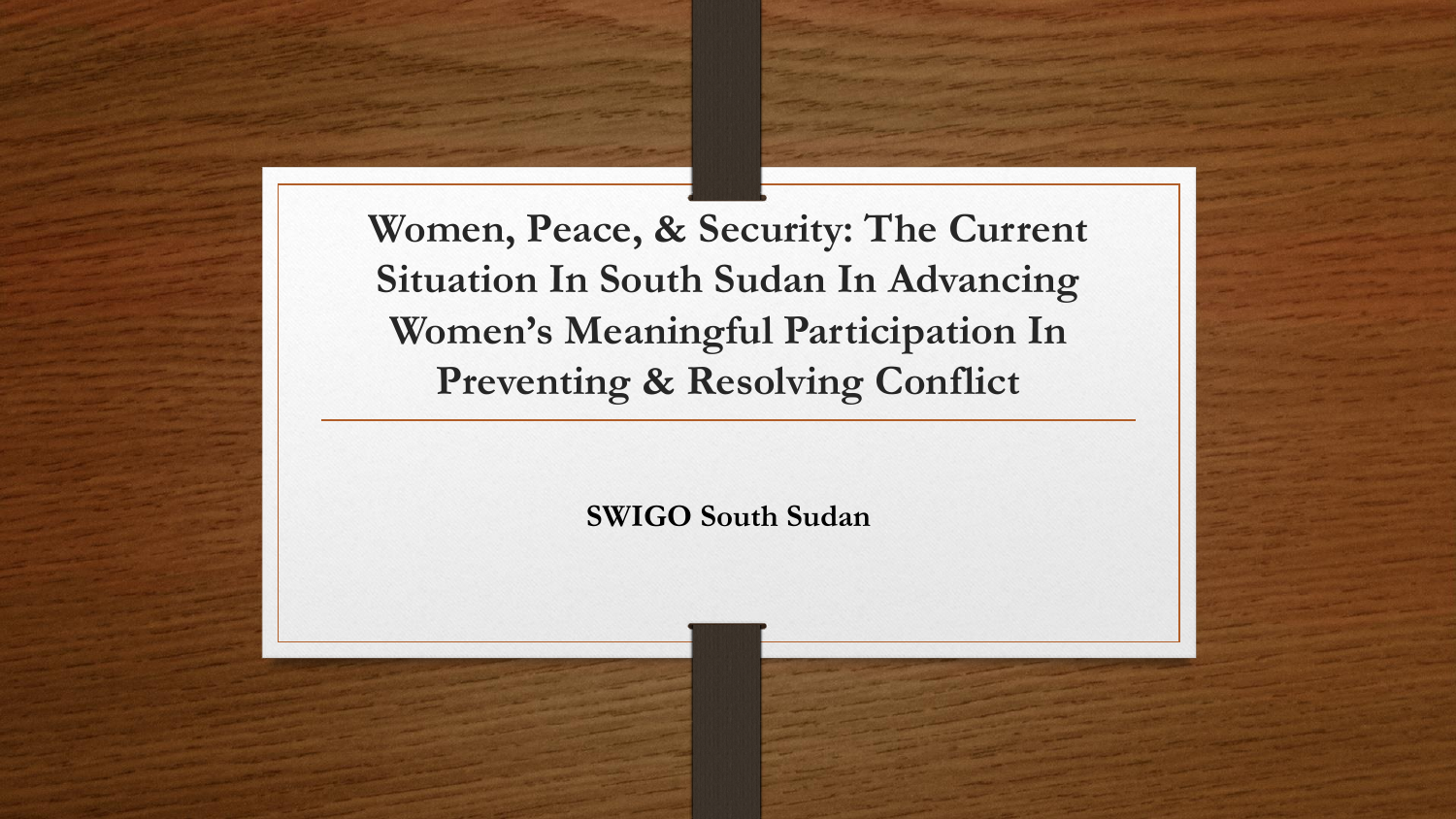# Women, Peace, & Security: The Current Situation In South Sudan In Advancing Women's Meaningful Participation In Preventing & Resolving Conflict

**SWIGO South Sudan**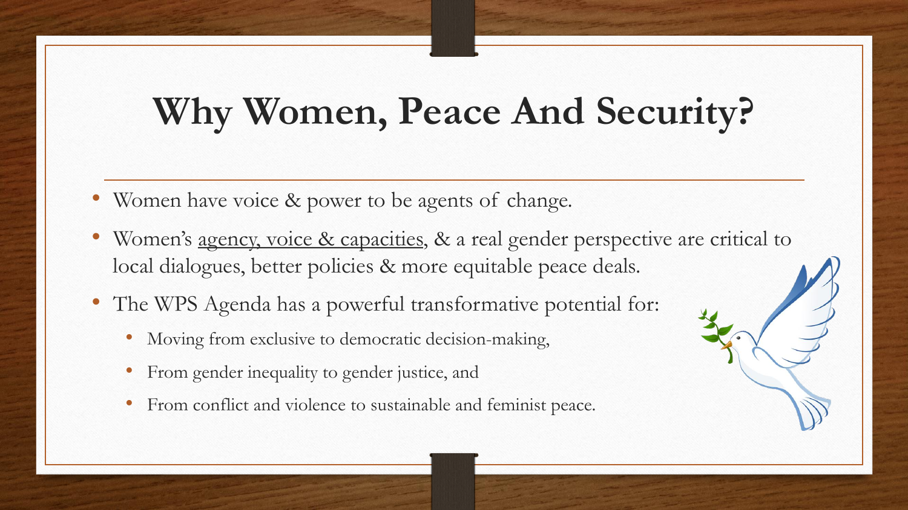# Why Women, Peace And Security?

- Women have voice & power to be agents of change.
- Women's agency, voice & capacities, & a real gender perspective are critical to local dialogues, better policies & more equitable peace deals.
- The WPS Agenda has a powerful transformative potential for:
  - Moving from exclusive to democratic decision-making,
  - From gender inequality to gender justice, and
  - From conflict and violence to sustainable and feminist peace.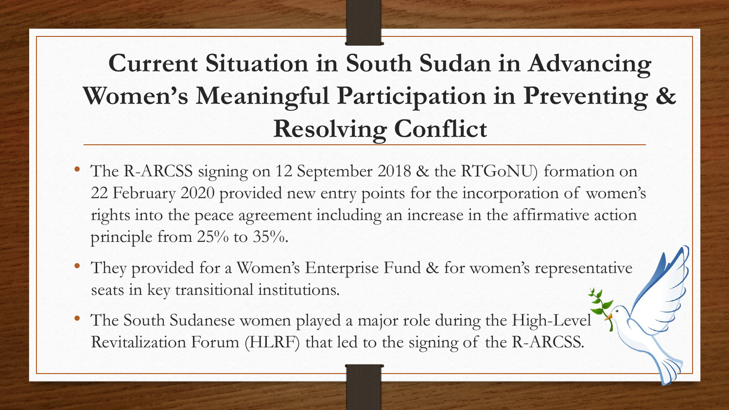# Current Situation in South Sudan in Advancing Women's Meaningful Participation in Preventing & Resolving Conflict

- The R-ARCSS signing on 12 September 2018 & the RTGoNU) formation on 22 February 2020 provided new entry points for the incorporation of women's rights into the peace agreement including an increase in the affirmative action principle from 25% to 35%.
- They provided for a Women's Enterprise Fund & for women's representative seats in key transitional institutions.
- The South Sudanese women played a major role during the High-Level Revitalization Forum (HLRF) that led to the signing of the R-ARCSS.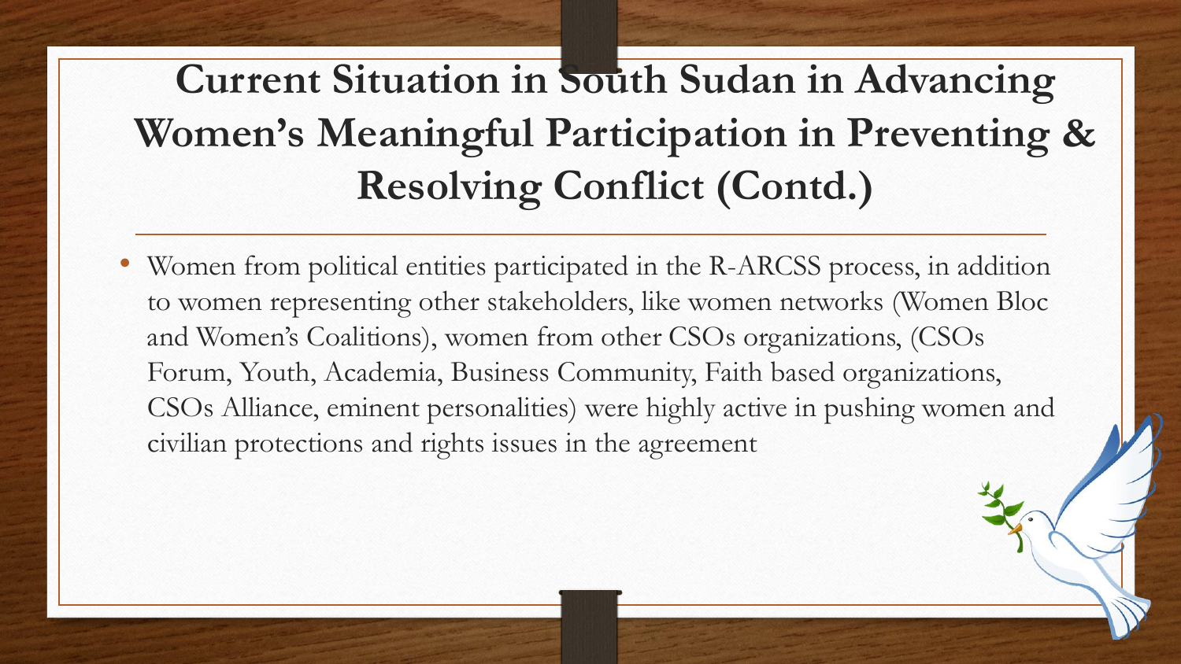# Current Situation in South Sudan in Advancing Women's Meaningful Participation in Preventing & Resolving Conflict (Contd.)

- Women from political entities participated in the R-ARCSS process, in addition to women representing other stakeholders, like women networks (Women Bloc and Women's Coalitions), women from other CSOs organizations, (CSOs Forum, Youth, Academia, Business Community, Faith based organizations, CSOs Alliance, eminent personalities) were highly active in pushing women and civilian protections and rights issues in the agreement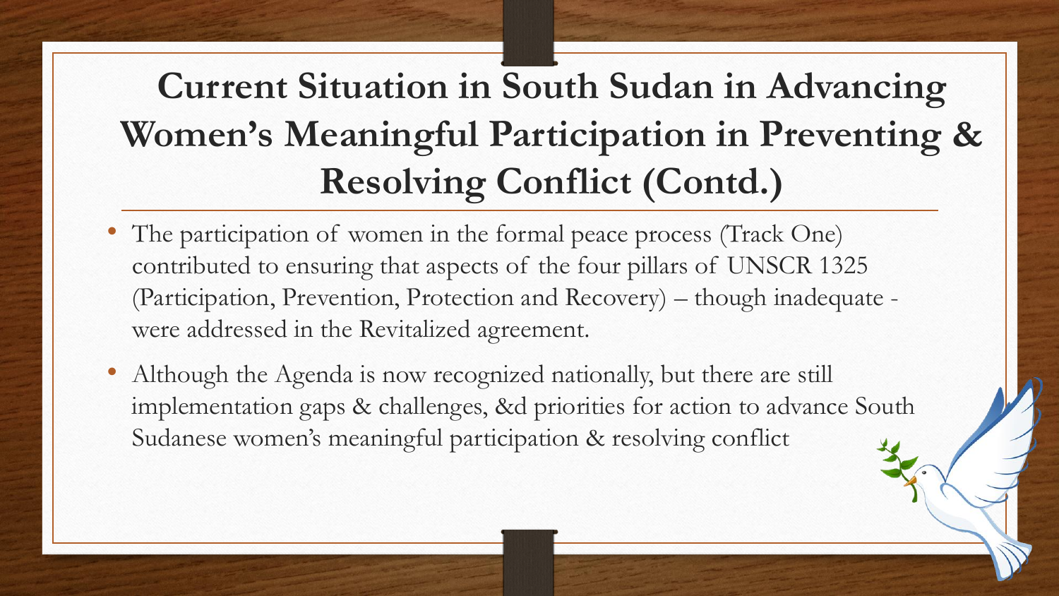# Current Situation in South Sudan in Advancing Women's Meaningful Participation in Preventing & Resolving Conflict (Contd.)

- The participation of women in the formal peace process (Track One) contributed to ensuring that aspects of the four pillars of UNSCR 1325 (Participation, Prevention, Protection and Recovery) – though inadequate - were addressed in the Revitalized agreement.
- Although the Agenda is now recognized nationally, but there are still implementation gaps & challenges, &d priorities for action to advance South Sudanese women's meaningful participation & resolving conflict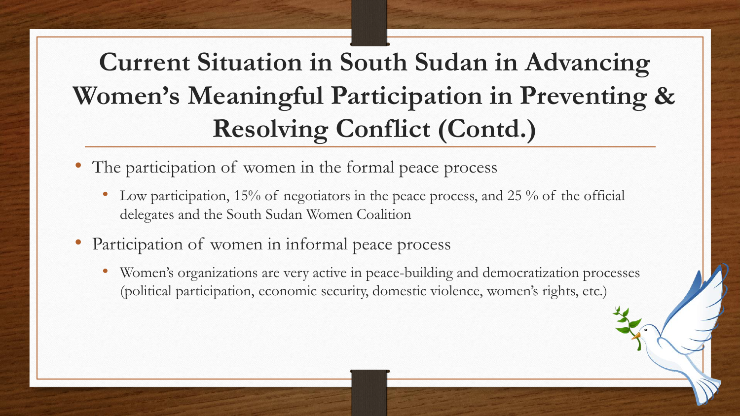# Current Situation in South Sudan in Advancing Women's Meaningful Participation in Preventing & Resolving Conflict (Contd.)

- The participation of women in the formal peace process
  - Low participation, 15% of negotiators in the peace process, and 25 % of the official delegates and the South Sudan Women Coalition
- Participation of women in informal peace process
  - Women's organizations are very active in peace-building and democratization processes (political participation, economic security, domestic violence, women's rights, etc.)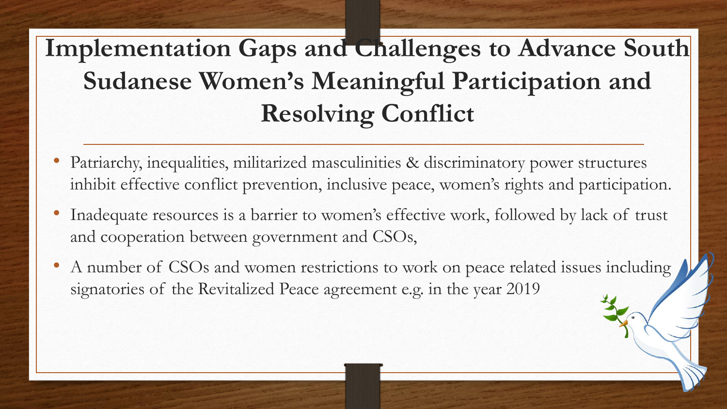# Implementation Gaps and Challenges to Advance South Sudanese Women's Meaningful Participation and Resolving Conflict

- Patriarchy, inequalities, militarized masculinities & discriminatory power structures inhibit effective conflict prevention, inclusive peace, women's rights and participation.
- Inadequate resources is a barrier to women's effective work, followed by lack of trust and cooperation between government and CSOs,
- A number of CSOs and women restrictions to work on peace related issues including signatories of the Revitalized Peace agreement e.g. in the year 2019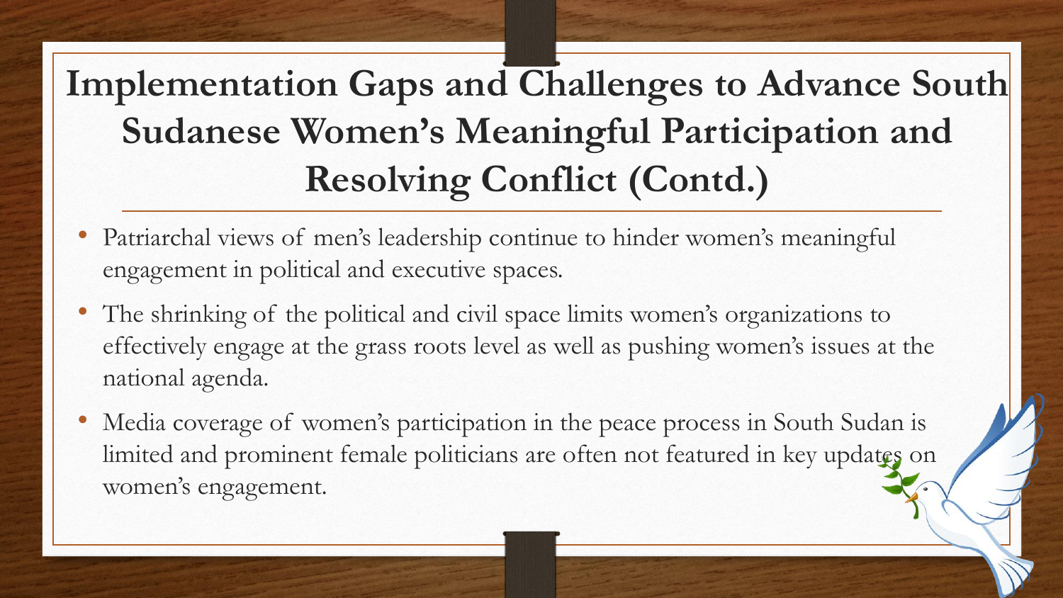# Implementation Gaps and Challenges to Advance South Sudanese Women's Meaningful Participation and Resolving Conflict (Contd.)

- Patriarchal views of men's leadership continue to hinder women's meaningful engagement in political and executive spaces.
- The shrinking of the political and civil space limits women's organizations to effectively engage at the grass roots level as well as pushing women's issues at the national agenda.
- Media coverage of women's participation in the peace process in South Sudan is limited and prominent female politicians are often not featured in key updates on women's engagement.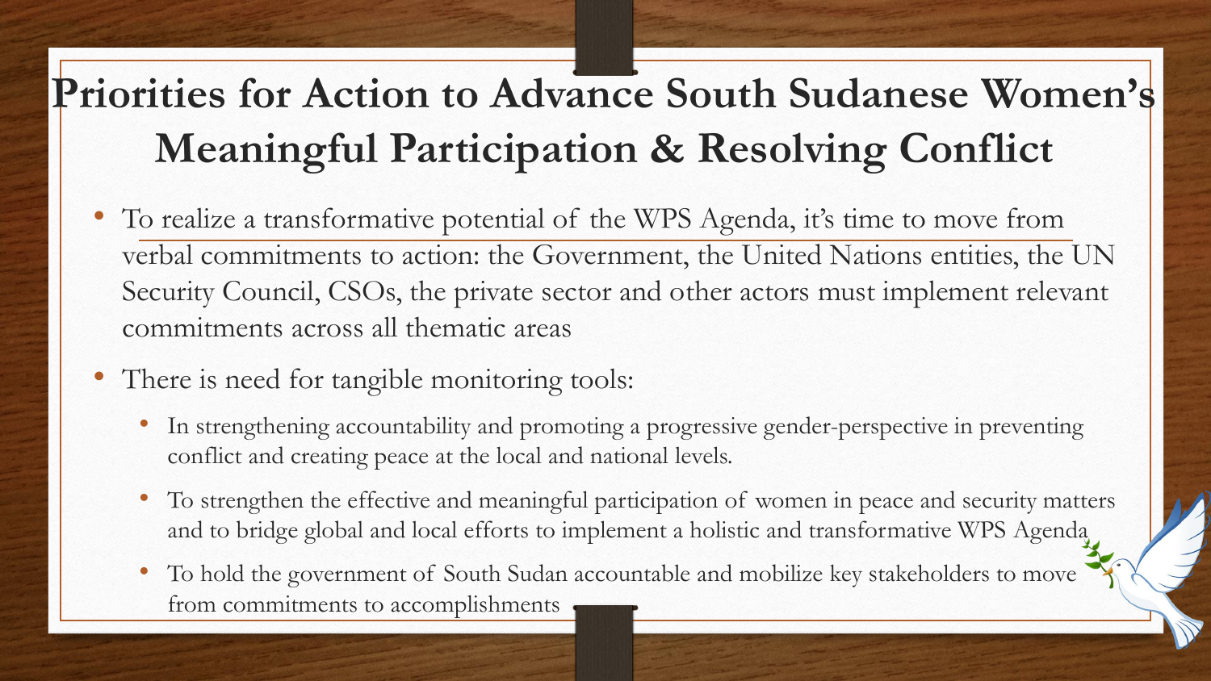# Priorities for Action to Advance South Sudanese Women's Meaningful Participation & Resolving Conflict

- To realize a transformative potential of the WPS Agenda, it's time to move from verbal commitments to action: the Government, the United Nations entities, the UN Security Council, CSOs, the private sector and other actors must implement relevant commitments across all thematic areas
- There is need for tangible monitoring tools:
  - In strengthening accountability and promoting a progressive gender-perspective in preventing conflict and creating peace at the local and national levels.
  - To strengthen the effective and meaningful participation of women in peace and security matters and to bridge global and local efforts to implement a holistic and transformative WPS Agenda
  - To hold the government of South Sudan accountable and mobilize key stakeholders to move from commitments to accomplishments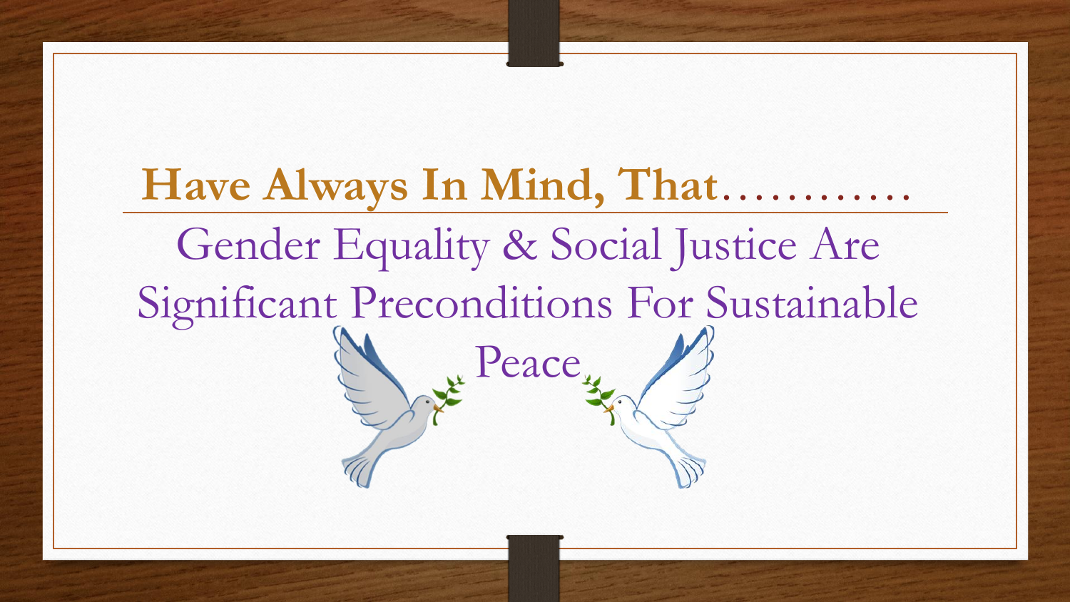## Have Always In Mind, That…………

Gender Equality & Social Justice Are Significant Preconditions For Sustainable Peace